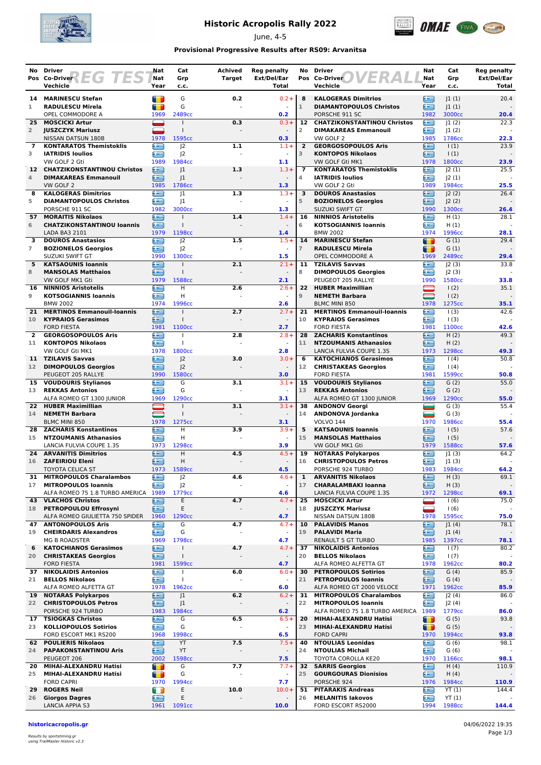# Historic Acropolis Rally 2022

June, 4-5

**Provisional Progressive Results after RS09: Arvanitsa**

## REG TEST

| No / Pos | Driver / Co-Driver / Vechicle | Nat / Nat / Year | Cat / Grp / c.c. | Achived Target | Reg penalty Ext/Del/Ear / Total |
|---|---|---|---|---|---|
| 14 / 1 | MARINESCU Stefan / RADULESCU Mirela / OPEL COMMODORE A | ROU / ROU / 1969 | G / G / 2489cc | 0.2 | 0.2+ / - / 0.2 |
| 25 / 2 | MOSCICKI Artur / JUSZCZYK Mariusz / NISSAN DATSUN 180B | POL / POL / 1978 | I / I / 1595cc | 0.3 | 0.3+ / - / 0.3 |
| 7 / 3 | KONTARATOS Themistoklis / IATRIDIS Ioulios / VW GOLF 2 Gti | GRE / GRE / 1989 | J2 / J2 / 1984cc | 1.1 | 1.1+ / - / 1.1 |
| 12 / 4 | CHATZIKONSTANTINOU Christos / DIMAKAREAS Emmanouil / VW GOLF 2 | GRE / GRE / 1985 | J1 / J1 / 1786cc | 1.3 | 1.3+ / - / 1.3 |
| 8 / 5 | KALOGERAS Dimitrios / DIAMANTOPOULOS Christos / PORSCHE 911 SC | GRE / GRE / 1982 | J1 / J1 / 3000cc | 1.3 | 1.3+ / - / 1.3 |
| 57 / 6 | MORAITIS Nikolaos / CHATZIKONSTANTINOU Ioannis / LADA BA3 2101 | GRE / GRE / 1979 | I / I / 1198cc | 1.4 | 1.4+ / - / 1.4 |
| 3 / 7 | DOUROS Anastasios / BOZIONELOS Georgios / SUZUKI SWIFT GT | GRE / GRE / 1990 | J2 / J2 / 1300cc | 1.5 | 1.5+ / - / 1.5 |
| 5 / 8 | KATSAOUNIS Ioannis / MANSOLAS Matthaios / VW GOLF MK1 Gti | GRE / GRE / 1979 | I / I / 1588cc | 2.1 | 2.1+ / - / 2.1 |
| 16 / 9 | NINNIOS Aristotelis / KOTSOGIANNIS Ioannis / BMW 2002 | GRE / GRE / 1974 | H / H / 1996cc | 2.6 | 2.6+ / - / 2.6 |
| 21 / 10 | MERTINOS Emmanouil-Ioannis / KYPRAIOS Gerasimos / FORD FIESTA | GRE / GRE / 1981 | I / I / 1100cc | 2.7 | 2.7+ / - / 2.7 |
| 2 / 11 | GEORGOSOPOULOS Aris / KONTOPOS Nikolaos / VW GOLF Gti MK1 | GRE / GRE / 1978 | I / I / 1800cc | 2.8 | 2.8+ / - / 2.8 |
| 11 / 12 | TZILAVIS Savvas / DIMOPOULOS Georgios / PEUGEOT 205 RALLYE | GRE / GRE / 1990 | J2 / J2 / 1580cc | 3.0 | 3.0+ / - / 3.0 |
| 15 / 13 | VOUDOURIS Stylianos / REKKAS Antonios / ALFA ROMEO GT 1300 JUNIOR | GRE / GRE / 1969 | G / G / 1290cc | 3.1 | 3.1+ / - / 3.1 |
| 22 / 14 | HUBER Maximillian / NEMETH Barbara / BLMC MINI 850 | AUT / HUN / 1978 | I / I / 1275cc | 3.1 | 3.1+ / - / 3.1 |
| 28 / 15 | ZACHARIS Konstantinos / NTZOUMANIS Athanasios / LANCIA FULVIA COUPE 1.3S | GRE / GRE / 1973 | H / H / 1298cc | 3.9 | 3.9+ / - / 3.9 |
| 24 / 16 | ARVANITIS Dimitrios / ZAFEIRIOU Eleni / TOYOTA CELICA ST | GRE / GRE / 1973 | H / H / 1589cc | 4.5 | 4.5+ / - / 4.5 |
| 31 / 17 | MITROPOULOS Charalambos / MITROPOULOS Ioannis / ALFA ROMEO 75 1.8 TURBO AMERICA | GRE / GRE / 1989 | J2 / J2 / 1779cc | 4.6 | 4.6+ / - / 4.6 |
| 43 / 18 | VLACHOS Christos / PETROPOULOU Effrosyni / ALFA ROMEO GIULIETTA 750 SPIDER | GRE / GRE / 1960 | E / E / 1290cc | 4.7 | 4.7+ / - / 4.7 |
| 47 / 19 | ANTONOPOULOS Aris / CHEIRDARIS Alexandros / MG B ROADSTER | GRE / GRE / 1969 | G / G / 1798cc | 4.7 | 4.7+ / - / 4.7 |
| 6 / 20 | KATOCHIANOS Gerasimos / CHRISTAKEAS Georgios / FORD FIESTA | GRE / GRE / 1981 | I / I / 1599cc | 4.7 | 4.7+ / - / 4.7 |
| 37 / 21 | NIKOLAIDIS Antonios / BELLOS Nikolaos / ALFA ROMEO ALFETTA GT | GRE / GRE / 1978 | I / I / 1962cc | 6.0 | 6.0+ / - / 6.0 |
| 19 / 22 | NOTARAS Polykarpos / CHRISTOPOULOS Petros / PORSCHE 924 TURBO | GRE / GRE / 1983 | J1 / J1 / 1984cc | 6.2 | 6.2+ / - / 6.2 |
| 17 / 23 | TSIOGKAS Christos / KOLLIOPOULOS Sotirios / FORD ESCORT MK1 RS2200 | GRE / GRE / 1968 | G / G / 1998cc | 6.5 | 6.5+ / - / 6.5 |
| 62 / 24 | POULIERIS Nikolaos / PAPAKONSTANTINOU Aris / PEUGEOT 206 | GRE / GRE / 2002 | YT / YT / 1598cc | 7.5 | 7.5+ / - / 7.5 |
| 20 / 25 | MIHAI-ALEXANDRU Hatisi / MIHAI-ALEXANDRU Hatisi / FORD CAPRI | ROU / ROU / 1970 | G / G / 1994cc | 7.7 | 7.7+ / - / 7.7 |
| 29 / 26 | ROGERS Neil / Giorgos Dagres / LANCIA APPIA S3 | IRL / GRE / 1961 | E / E / 1091cc | 10.0 | 10.0+ / - / 10.0 |

## OVERALL

| No / Pos | Driver / Co-Driver / Vechicle | Nat / Nat / Year | Cat / Grp / c.c. | Reg penalty Ext/Del/Ear / Total |
|---|---|---|---|---|
| 8 / 1 | KALOGERAS Dimitrios / DIAMANTOPOULOS Christos / PORSCHE 911 SC | GRE / GRE / 1982 | J1 (1) / J1 (1) / 3000cc | 20.4 / - / 20.4 |
| 12 / 2 | CHATZIKONSTANTINOU Christos / DIMAKAREAS Emmanouil / VW GOLF 2 | GRE / GRE / 1985 | J1 (2) / J1 (2) / 1786cc | 22.3 / - / 22.3 |
| 2 / 3 | GEORGOSOPOULOS Aris / KONTOPOS Nikolaos / VW GOLF Gti MK1 | GRE / GRE / 1978 | I (1) / I (1) / 1800cc | 23.9 / - / 23.9 |
| 7 / 4 | KONTARATOS Themistoklis / IATRIDIS Ioulios / VW GOLF 2 Gti | GRE / GRE / 1989 | J2 (1) / J2 (1) / 1984cc | 25.5 / - / 25.5 |
| 3 / 5 | DOUROS Anastasios / BOZIONELOS Georgios / SUZUKI SWIFT GT | GRE / GRE / 1990 | J2 (2) / J2 (2) / 1300cc | 26.4 / - / 26.4 |
| 16 / 6 | NINNIOS Aristotelis / KOTSOGIANNIS Ioannis / BMW 2002 | GRE / GRE / 1974 | H (1) / H (1) / 1996cc | 28.1 / - / 28.1 |
| 14 / 7 | MARINESCU Stefan / RADULESCU Mirela / OPEL COMMODORE A | ROU / ROU / 1969 | G (1) / G (1) / 2489cc | 29.4 / - / 29.4 |
| 11 / 8 | TZILAVIS Savvas / DIMOPOULOS Georgios / PEUGEOT 205 RALLYE | GRE / GRE / 1990 | J2 (3) / J2 (3) / 1580cc | 33.8 / - / 33.8 |
| 22 / 9 | HUBER Maximillian / NEMETH Barbara / BLMC MINI 850 | AUT / HUN / 1978 | I (2) / I (2) / 1275cc | 35.1 / - / 35.1 |
| 21 / 10 | MERTINOS Emmanouil-Ioannis / KYPRAIOS Gerasimos / FORD FIESTA | GRE / GRE / 1981 | I (3) / I (3) / 1100cc | 42.6 / - / 42.6 |
| 28 / 11 | ZACHARIS Konstantinos / NTZOUMANIS Athanasios / LANCIA FULVIA COUPE 1.3S | GRE / GRE / 1973 | H (2) / H (2) / 1298cc | 49.3 / - / 49.3 |
| 6 / 12 | KATOCHIANOS Gerasimos / CHRISTAKEAS Georgios / FORD FIESTA | GRE / GRE / 1981 | I (4) / I (4) / 1599cc | 50.8 / - / 50.8 |
| 15 / 13 | VOUDOURIS Stylianos / REKKAS Antonios / ALFA ROMEO GT 1300 JUNIOR | GRE / GRE / 1969 | G (2) / G (2) / 1290cc | 55.0 / - / 55.0 |
| 38 / 14 | ANDONOV Georgi / ANDONOVA Jordanka / VOLVO 144 | BUL / BUL / 1970 | G (3) / G (3) / 1986cc | 55.4 / - / 55.4 |
| 5 / 15 | KATSAOUNIS Ioannis / MANSOLAS Matthaios / VW GOLF MK1 Gti | GRE / GRE / 1979 | I (5) / I (5) / 1588cc | 57.6 / - / 57.6 |
| 19 / 16 | NOTARAS Polykarpos / CHRISTOPOULOS Petros / PORSCHE 924 TURBO | GRE / GRE / 1983 | J1 (3) / J1 (3) / 1984cc | 64.2 / - / 64.2 |
| 1 / 17 | ARVANITIS Nikolaos / CHARALAMBAKI Ioanna / LANCIA FULVIA COUPE 1.3S | GRE / GRE / 1972 | H (3) / H (3) / 1298cc | 69.1 / - / 69.1 |
| 25 / 18 | MOSCICKI Artur / JUSZCZYK Mariusz / NISSAN DATSUN 180B | POL / POL / 1978 | I (6) / I (6) / 1595cc | 75.0 / - / 75.0 |
| 10 / 19 | PALAVIDIS Manos / PALAVIDI Maria / RENAULT 5 GT TURBO | GRE / GRE / 1985 | J1 (4) / J1 (4) / 1397cc | 78.1 / - / 78.1 |
| 37 / 20 | NIKOLAIDIS Antonios / BELLOS Nikolaos / ALFA ROMEO ALFETTA GT | GRE / GRE / 1978 | I (7) / I (7) / 1962cc | 80.2 / - / 80.2 |
| 30 / 21 | PETROPOULOS Sotirios / PETROPOULOS Ioannis / ALFA ROMEO GT 2000 VELOCE | GRE / GRE / 1971 | G (4) / G (4) / 1962cc | 85.9 / - / 85.9 |
| 31 / 22 | MITROPOULOS Charalambos / MITROPOULOS Ioannis / ALFA ROMEO 75 1.8 TURBO AMERICA | GRE / GRE / 1989 | J2 (4) / J2 (4) / 1779cc | 86.0 / - / 86.0 |
| 20 / 23 | MIHAI-ALEXANDRU Hatisi / MIHAI-ALEXANDRU Hatisi / FORD CAPRI | ROU / ROU / 1970 | G (5) / G (5) / 1994cc | 93.8 / - / 93.8 |
| 40 / 24 | NTOULIAS Leonidas / NTOULIAS Michail / TOYOTA COROLLA KE20 | GRE / GRE / 1970 | G (6) / G (6) / 1166cc | 98.1 / - / 98.1 |
| 32 / 25 | SARRIS Georgios / GOURGOURAS Dionisios / PORSCHE 924 | GRE / GRE / 1976 | H (4) / H (4) / 1984cc | 110.9 / - / 110.9 |
| 51 / 26 | PITARAKIS Andreas / MELANITIS Iakovos / FORD ESCORT RS2000 | GRE / GRE / 1994 | YT (1) / YT (1) / 1988cc | 144.4 / - / 144.4 |

historicacropolis.gr

04/06/2022 19:35

*Results by sportstiming.gr using TrailMaster Historic v2.3*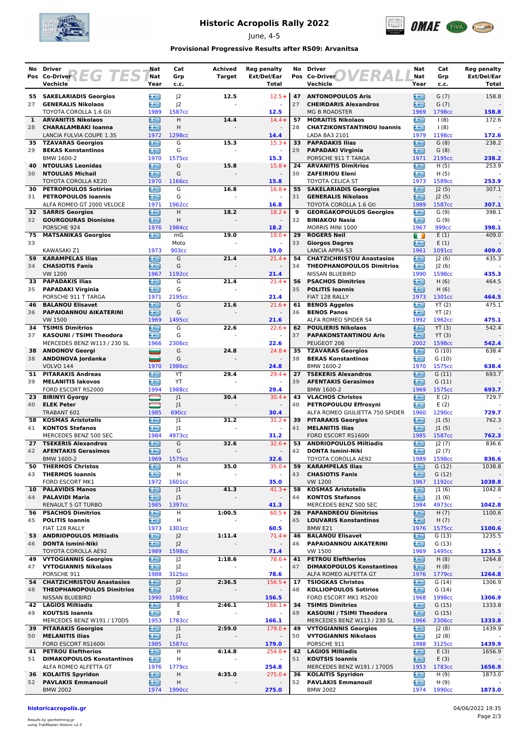# Historic Acropolis Rally 2022

June, 4-5

### Provisional Progressive Results after RS09: Arvanitsa

**REG TEST**

| No Pos | Driver / Co-Driver / Vehicle | Nat / Nat / Year | Cat / Grp / c.c. | Achived Target | Reg penalty Ext/Del/Ear Total |
|---|---|---|---|---|---|
| 55 / 27 | **SAKELARIADIS Georgios** / **GENERALIS Nikolaos** / TOYOTA COROLLA 1.6 Gti | 1989 | J2 / J2 / 1587cc | 12.5 | 12.5+ / - / **12.5** |
| 1 / 28 | **ARVANITIS Nikolaos** / **CHARALAMBAKI Ioanna** / LANCIA FULVIA COUPE 1.3S | 1972 | H / H / 1298cc | 14.4 | 14.4+ / - / **14.4** |
| 35 / 29 | **TZAVARAS Georgios** / **BEKAS Konstantinos** / BMW 1600-2 | 1970 | G / G / 1575cc | 15.3 | 15.3+ / - / **15.3** |
| 40 / 30 | **NTOULIAS Leonidas** / **NTOULIAS Michail** / TOYOTA COROLLA KE20 | 1970 | G / G / 1166cc | 15.8 | 15.8+ / - / **15.8** |
| 30 / 31 | **PETROPOULOS Sotirios** / **PETROPOULOS Ioannis** / ALFA ROMEO GT 2000 VELOCE | 1971 | G / G / 1962cc | 16.8 | 16.8+ / - / **16.8** |
| 32 / 32 | **SARRIS Georgios** / **GOURGOURAS Dionisios** / PORSCHE 924 | 1976 | H / H / 1984cc | 18.2 | 18.2+ / - / **18.2** |
| 75 / 33 | **MATSANIKAS Georgios** / KAWASAKI Z1 | 1973 | mG / Moto / 903cc | 19.0 | 19.0+ / - / **19.0** |
| 59 / 34 | **KARAMPELAS Ilias** / **CHASIOTIS Fanis** / VW 1200 | 1967 | G / G / 1192cc | 21.4 | 21.4+ / - / **21.4** |
| 33 / 35 | **PAPADAKIS Ilias** / **PAPADAKI Virginia** / PORSCHE 911 T TARGA | 1971 | G / G / 2195cc | 21.4 | 21.4+ / - / **21.4** |
| 46 / 36 | **BALANOU Elisavet** / **PAPAIOANNOU AIKATERINI** / VW 1500 | 1969 | G / G / 1495cc | 21.6 | 21.6+ / - / **21.6** |
| 34 / 37 | **TSIMIS Dimitrios** / **KASOUNI / TSIMI Theodora** / MERCEDES BENZ W113 / 230 SL | 1966 | G / G / 2306cc | 22.6 | 22.6+ / - / **22.6** |
| 38 / 38 | **ANDONOV Georgi** / **ANDONOVA Jordanka** / VOLVO 144 | 1970 | G / G / 1986cc | 24.8 | 24.8+ / - / **24.8** |
| 51 / 39 | **PITARAKIS Andreas** / **MELANITIS Iakovos** / FORD ESCORT RS2000 | 1994 | YT / YT / 1988cc | 29.4 | 29.4+ / - / **29.4** |
| 23 / 40 | **BIRINYI Gyorgy** / **ELEK Peter** / TRABANT 601 | 1985 | J1 / J1 / 690cc | 30.4 | 30.4+ / - / **30.4** |
| 58 / 41 | **KOSMAS Aristotelis** / **KONTOS Stefanos** / MERCEDES BENZ 500 SEC | 1984 | J1 / J1 / 4973cc | 31.2 | 31.2+ / - / **31.2** |
| 27 / 42 | **TSEKERIS Alexandros** / **AFENTAKIS Gerasimos** / BMW 1600-2 | 1969 | G / G / 1575cc | 32.6 | 32.6+ / - / **32.6** |
| 50 / 43 | **THERMOS Christos** / **THERMOS Ioannis** / FORD ESCORT MK1 | 1972 | H / H / 1601cc | 35.0 | 35.0+ / - / **35.0** |
| 10 / 44 | **PALAVIDIS Manos** / **PALAVIDI Maria** / RENAULT 5 GT TURBO | 1985 | J1 / J1 / 1397cc | 41.3 | 41.3+ / - / **41.3** |
| 56 / 45 | **PSACHOS Dimitrios** / **POLITIS Ioannis** / FIAT 128 RALLY | 1973 | H / H / 1301cc | 1:00.5 | 60.5+ / - / **60.5** |
| 53 / 46 | **ANDRIOPOULOS Miltiadis** / **DONTA Ismini-Niki** / TOYOTA COROLLA AE92 | 1989 | J2 / J2 / 1598cc | 1:11.4 | 71.4+ / - / **71.4** |
| 49 / 47 | **VYTOGIANNIS Georgios** / **VYTOGIANNIS Nikolaos** / PORSCHE 911 | 1988 | J2 / J2 / 3125cc | 1:18.6 | 78.6+ / - / **78.6** |
| 54 / 48 | **CHATZICHRISTOU Anastasios** / **THEOPHANOPOULOS Dimitrios** / NISSAN BLUEBIRD | 1990 | J2 / J2 / 1598cc | 2:36.5 | 156.5+ / - / **156.5** |
| 42 / 49 | **LAGIOS Miltiadis** / **KOUTSIS Ioannis** / MERCEDES BENZ W191 / 170DS | 1953 | E / E / 1783cc | 2:46.1 | 166.1+ / - / **166.1** |
| 39 / 50 | **PITARAKIS Georgios** / **MELANITIS Ilias** / FORD ESCORT RS1600i | 1985 | J1 / J1 / 1587cc | 2:59.0 | 179.0+ / - / **179.0** |
| 41 / 51 | **PETROU Eleftherios** / **DIMAKOPOULOS Konstantinos** / ALFA ROMEO ALFETTA GT | 1976 | H / H / 1779cc | 4:14.8 | 254.8+ / - / **254.8** |
| 36 / 52 | **KOLAITIS Spyridon** / **PAVLAKIS Emmanouil** / BMW 2002 | 1974 | H / H / 1990cc | 4:35.0 | 275.0+ / - / **275.0** |

**OVERALL**

| No Pos | Driver / Co-Driver / Vehicle | Nat / Nat / Year | Cat / Grp / c.c. | Reg penalty Ext/Del/Ear Total |
|---|---|---|---|---|
| 47 / 27 | **ANTONOPOULOS Aris** / **CHEIRDARIS Alexandros** / MG B ROADSTER | 1969 | G (7) / G (7) / 1798cc | 158.8 / - / **158.8** |
| 57 / 28 | **MORAITIS Nikolaos** / **CHATZIKONSTANTINOU Ioannis** / LADA BA3 2101 | 1979 | I (8) / I (8) / 1198cc | 172.6 / - / **172.6** |
| 33 / 29 | **PAPADAKIS Ilias** / **PAPADAKI Virginia** / PORSCHE 911 T TARGA | 1971 | G (8) / G (8) / 2195cc | 238.2 / - / **238.2** |
| 24 / 30 | **ARVANITIS Dimitrios** / **ZAFEIRIOU Eleni** / TOYOTA CELICA ST | 1973 | H (5) / H (5) / 1589cc | 253.9 / - / **253.9** |
| 55 / 31 | **SAKELARIADIS Georgios** / **GENERALIS Nikolaos** / TOYOTA COROLLA 1.6 Gti | 1989 | J2 (5) / J2 (5) / 1587cc | 307.1 / - / **307.1** |
| 9 / 32 | **GEORGAKOPOULOS Georgios** / **BINIAKOU Nasia** / MORRIS MINI 1000 | 1967 | G (9) / G (9) / 999cc | 398.1 / - / **398.1** |
| 29 / 33 | **ROGERS Neil** / **Giorgos Dagres** / LANCIA APPIA S3 | 1961 | E (1) / E (1) / 1091cc | 409.0 / - / **409.0** |
| 54 / 34 | **CHATZICHRISTOU Anastasios** / **THEOPHANOPOULOS Dimitrios** / NISSAN BLUEBIRD | 1990 | J2 (6) / J2 (6) / 1598cc | 435.3 / - / **435.3** |
| 56 / 35 | **PSACHOS Dimitrios** / **POLITIS Ioannis** / FIAT 128 RALLY | 1973 | H (6) / H (6) / 1301cc | 464.5 / - / **464.5** |
| 61 / 36 | **BENOS Aggelos** / **BENOS Panos** / ALFA ROMEO SPIDER S4 | 1992 | YT (2) / YT (2) / 1962cc | 475.1 / - / **475.1** |
| 62 / 37 | **POULIERIS Nikolaos** / **PAPAKONSTANTINOU Aris** / PEUGEOT 206 | 2002 | YT (3) / YT (3) / 1598cc | 542.4 / - / **542.4** |
| 35 / 38 | **TZAVARAS Georgios** / **BEKAS Konstantinos** / BMW 1600-2 | 1970 | G (10) / G (10) / 1575cc | 638.4 / - / **638.4** |
| 27 / 39 | **TSEKERIS Alexandros** / **AFENTAKIS Gerasimos** / BMW 1600-2 | 1969 | G (11) / G (11) / 1575cc | 693.7 / - / **693.7** |
| 43 / 40 | **VLACHOS Christos** / **PETROPOULOU Effrosyni** / ALFA ROMEO GIULIETTA 750 SPIDER | 1960 | E (2) / E (2) / 1290cc | 729.7 / - / **729.7** |
| 39 / 41 | **PITARAKIS Georgios** / **MELANITIS Ilias** / FORD ESCORT RS1600i | 1985 | J1 (5) / J1 (5) / 1587cc | 762.3 / - / **762.3** |
| 53 / 42 | **ANDRIOPOULOS Miltiadis** / **DONTA Ismini-Niki** / TOYOTA COROLLA AE92 | 1989 | J2 (7) / J2 (7) / 1598cc | 836.6 / - / **836.6** |
| 59 / 43 | **KARAMPELAS Ilias** / **CHASIOTIS Fanis** / VW 1200 | 1967 | G (12) / G (12) / 1192cc | 1038.8 / - / **1038.8** |
| 58 / 44 | **KOSMAS Aristotelis** / **KONTOS Stefanos** / MERCEDES BENZ 500 SEC | 1984 | J1 (6) / J1 (6) / 4973cc | 1042.8 / - / **1042.8** |
| 26 / 45 | **PAPANDREOU Dimitrios** / **LOUVARIS Konstantinos** / BMW E21 | 1976 | H (7) / H (7) / 1575cc | 1100.6 / - / **1100.6** |
| 46 / 46 | **BALANOU Elisavet** / **PAPAIOANNOU AIKATERINI** / VW 1500 | 1969 | G (13) / G (13) / 1495cc | 1235.5 / - / **1235.5** |
| 41 / 47 | **PETROU Eleftherios** / **DIMAKOPOULOS Konstantinos** / ALFA ROMEO ALFETTA GT | 1976 | H (8) / H (8) / 1779cc | 1264.8 / - / **1264.8** |
| 17 / 48 | **TSIOGKAS Christos** / **KOLLIOPOULOS Sotirios** / FORD ESCORT MK1 RS200 | 1968 | G (14) / G (14) / 1998cc | 1306.9 / - / **1306.9** |
| 34 / 49 | **TSIMIS Dimitrios** / **KASOUNI / TSIMI Theodora** / MERCEDES BENZ W113 / 230 SL | 1966 | G (15) / G (15) / 2306cc | 1333.8 / - / **1333.8** |
| 49 / 50 | **VYTOGIANNIS Georgios** / **VYTOGIANNIS Nikolaos** / PORSCHE 911 | 1988 | J2 (8) / J2 (8) / 3125cc | 1439.9 / - / **1439.9** |
| 42 / 51 | **LAGIOS Miltiadis** / **KOUTSIS Ioannis** / MERCEDES BENZ W191 / 170DS | 1953 | E (3) / E (3) / 1783cc | 1656.9 / - / **1656.9** |
| 36 / 52 | **KOLAITIS Spyridon** / **PAVLAKIS Emmanouil** / BMW 2002 | 1974 | H (9) / H (9) / 1990cc | 1873.0 / - / **1873.0** |

**historicacropolis.gr**

*Results by sportstiming.gr using TrailMaster Historic v2.3*

04/06/2022 19:35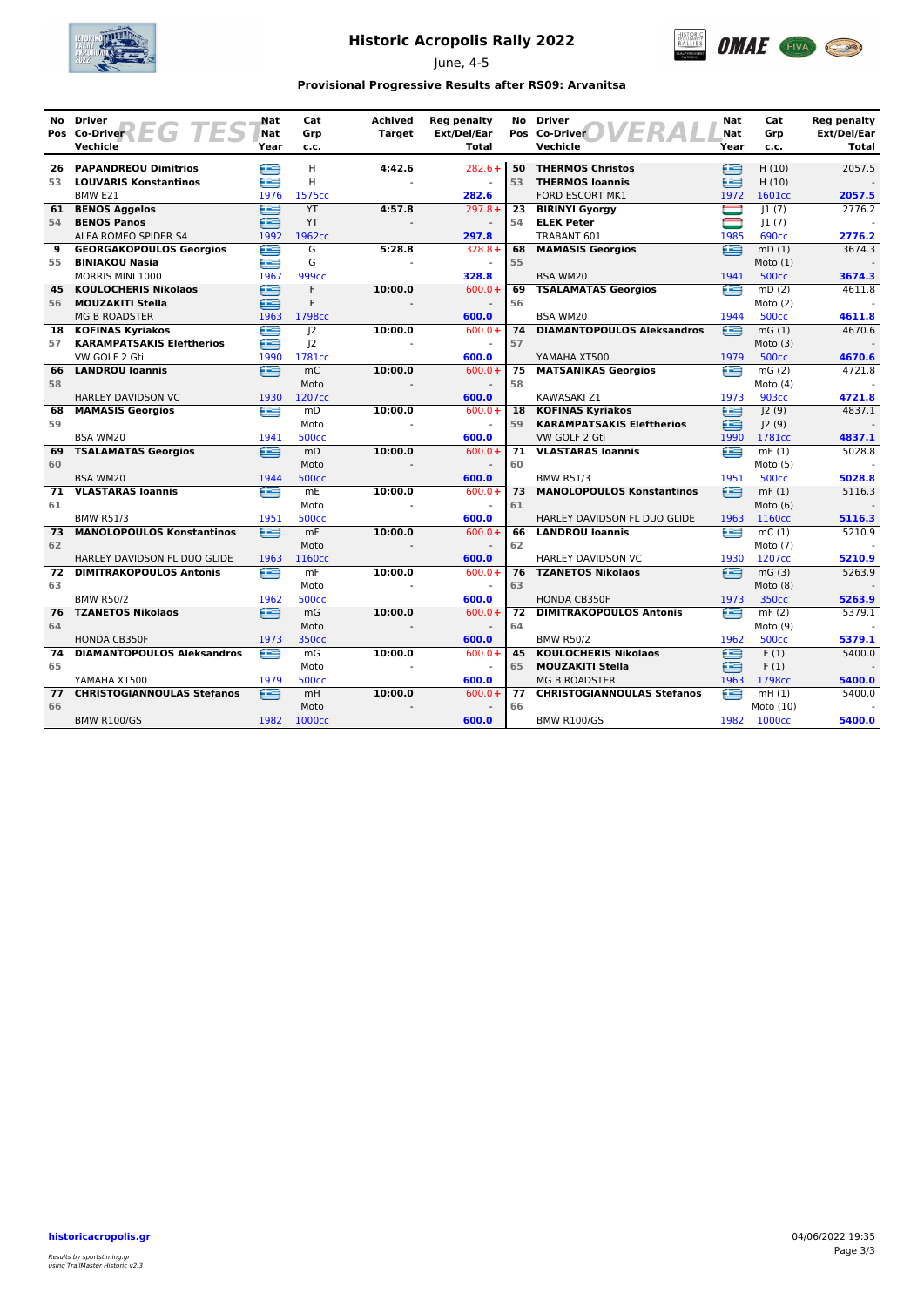# Historic Acropolis Rally 2022

June, 4-5

### Provisional Progressive Results after RS09: Arvanitsa

**REG TEST**

| No Pos | Driver / Co-Driver / Vechicle | Nat / Nat / Year | Cat / Grp / c.c. | Achived Target | Reg penalty Ext/Del/Ear Total |
|---|---|---|---|---|---|
| 26 / 53 | **PAPANDREOU Dimitrios** / **LOUVARIS Konstantinos** / BMW E21 | GRE / GRE / 1976 | H / H / 1575cc | 4:42.6 | 282.6+ / - / **282.6** |
| 61 / 54 | **BENOS Aggelos** / **BENOS Panos** / ALFA ROMEO SPIDER S4 | GRE / GRE / 1992 | YT / YT / 1962cc | 4:57.8 | 297.8+ / - / **297.8** |
| 9 / 55 | **GEORGAKOPOULOS Georgios** / **BINIAKOU Nasia** / MORRIS MINI 1000 | GRE / GRE / 1967 | G / G / 999cc | 5:28.8 | 328.8+ / - / **328.8** |
| 45 / 56 | **KOULOCHERIS Nikolaos** / **MOUZAKITI Stella** / MG B ROADSTER | GRE / GRE / 1963 | F / F / 1798cc | 10:00.0 | 600.0+ / - / **600.0** |
| 18 / 57 | **KOFINAS Kyriakos** / **KARAMPATSAKIS Eleftherios** / VW GOLF 2 Gti | GRE / GRE / 1990 | J2 / J2 / 1781cc | 10:00.0 | 600.0+ / - / **600.0** |
| 66 / 58 | **LANDROU Ioannis** / HARLEY DAVIDSON VC | GRE / 1930 | mC / Moto / 1207cc | 10:00.0 | 600.0+ / - / **600.0** |
| 68 / 59 | **MAMASIS Georgios** / BSA WM20 | GRE / 1941 | mD / Moto / 500cc | 10:00.0 | 600.0+ / - / **600.0** |
| 69 / 60 | **TSALAMATAS Georgios** / BSA WM20 | GRE / 1944 | mD / Moto / 500cc | 10:00.0 | 600.0+ / - / **600.0** |
| 71 / 61 | **VLASTARAS Ioannis** / BMW R51/3 | GRE / 1951 | mE / Moto / 500cc | 10:00.0 | 600.0+ / - / **600.0** |
| 73 / 62 | **MANOLOPOULOS Konstantinos** / HARLEY DAVIDSON FL DUO GLIDE | GRE / 1963 | mF / Moto / 1160cc | 10:00.0 | 600.0+ / - / **600.0** |
| 72 / 63 | **DIMITRAKOPOULOS Antonis** / BMW R50/2 | GRE / 1962 | mF / Moto / 500cc | 10:00.0 | 600.0+ / - / **600.0** |
| 76 / 64 | **TZANETOS Nikolaos** / HONDA CB350F | GRE / 1973 | mG / Moto / 350cc | 10:00.0 | 600.0+ / - / **600.0** |
| 74 / 65 | **DIAMANTOPOULOS Aleksandros** / YAMAHA XT500 | GRE / 1979 | mG / Moto / 500cc | 10:00.0 | 600.0+ / - / **600.0** |
| 77 / 66 | **CHRISTOGIANNOULAS Stefanos** / BMW R100/GS | GRE / 1982 | mH / Moto / 1000cc | 10:00.0 | 600.0+ / - / **600.0** |

**OVERALL**

| No Pos | Driver / Co-Driver / Vechicle | Nat / Nat / Year | Cat / Grp / c.c. | Reg penalty Ext/Del/Ear Total |
|---|---|---|---|---|
| 50 / 53 | **THERMOS Christos** / **THERMOS Ioannis** / FORD ESCORT MK1 | GRE / GRE / 1972 | H (10) / H (10) / 1601cc | 2057.5 / - / **2057.5** |
| 23 / 54 | **BIRINYI Gyorgy** / **ELEK Peter** / TRABANT 601 | HUN / HUN / 1985 | J1 (7) / J1 (7) / 690cc | 2776.2 / - / **2776.2** |
| 68 / 55 | **MAMASIS Georgios** / BSA WM20 | GRE / 1941 | mD (1) / Moto (1) / 500cc | 3674.3 / - / **3674.3** |
| 69 / 56 | **TSALAMATAS Georgios** / BSA WM20 | GRE / 1944 | mD (2) / Moto (2) / 500cc | 4611.8 / - / **4611.8** |
| 74 / 57 | **DIAMANTOPOULOS Aleksandros** / YAMAHA XT500 | GRE / 1979 | mG (1) / Moto (3) / 500cc | 4670.6 / - / **4670.6** |
| 75 / 58 | **MATSANIKAS Georgios** / KAWASAKI Z1 | GRE / 1973 | mG (2) / Moto (4) / 903cc | 4721.8 / - / **4721.8** |
| 18 / 59 | **KOFINAS Kyriakos** / **KARAMPATSAKIS Eleftherios** / VW GOLF 2 Gti | GRE / GRE / 1990 | J2 (9) / J2 (9) / 1781cc | 4837.1 / - / **4837.1** |
| 71 / 60 | **VLASTARAS Ioannis** / BMW R51/3 | GRE / 1951 | mE (1) / Moto (5) / 500cc | 5028.8 / - / **5028.8** |
| 73 / 61 | **MANOLOPOULOS Konstantinos** / HARLEY DAVIDSON FL DUO GLIDE | GRE / 1963 | mF (1) / Moto (6) / 1160cc | 5116.3 / - / **5116.3** |
| 66 / 62 | **LANDROU Ioannis** / HARLEY DAVIDSON VC | GRE / 1930 | mC (1) / Moto (7) / 1207cc | 5210.9 / - / **5210.9** |
| 76 / 63 | **TZANETOS Nikolaos** / HONDA CB350F | GRE / 1973 | mG (3) / Moto (8) / 350cc | 5263.9 / - / **5263.9** |
| 72 / 64 | **DIMITRAKOPOULOS Antonis** / BMW R50/2 | GRE / 1962 | mF (2) / Moto (9) / 500cc | 5379.1 / - / **5379.1** |
| 45 / 65 | **KOULOCHERIS Nikolaos** / **MOUZAKITI Stella** / MG B ROADSTER | GRE / GRE / 1963 | F (1) / F (1) / 1798cc | 5400.0 / - / **5400.0** |
| 77 / 66 | **CHRISTOGIANNOULAS Stefanos** / BMW R100/GS | GRE / 1982 | mH (1) / Moto (10) / 1000cc | 5400.0 / - / **5400.0** |

**historicacropolis.gr**

04/06/2022 19:35

*Results by sportstiming.gr using TrailMaster Historic v2.3*